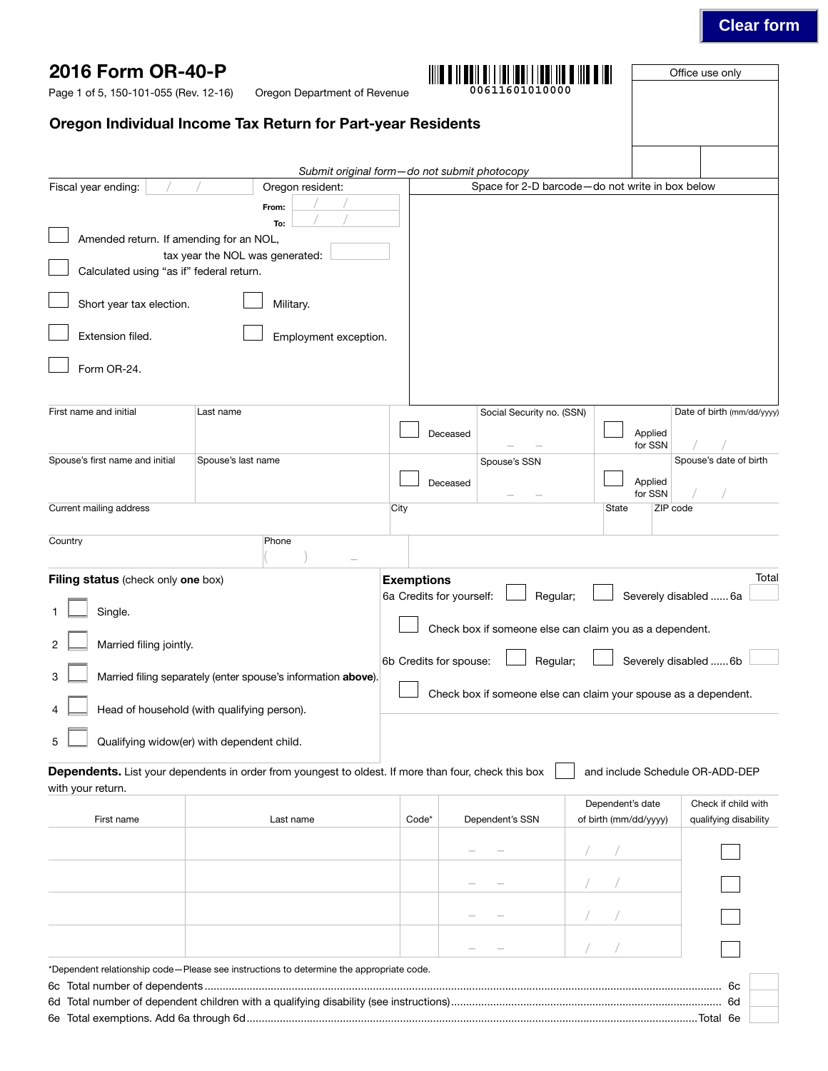Clear form

# 2016 Form OR-40-P

Page 1 of 5, 150-101-055 (Rev. 12-16) Oregon Department of Revenue

00611601010000

Office use only

## Oregon Individual Income Tax Return for Part-year Residents

*Submit original form—do not submit photocopy*

Fiscal year ending: / /

Oregon resident:
From: / /
To: / /

Space for 2-D barcode—do not write in box below

☐ Amended return. If amending for an NOL, tax year the NOL was generated:

☐ Calculated using "as if" federal return.

☐ Short year tax election. ☐ Military.

☐ Extension filed. ☐ Employment exception.

☐ Form OR-24.

| First name and initial | Last name | ☐ Deceased | Social Security no. (SSN) – – | ☐ Applied for SSN | Date of birth (mm/dd/yyyy) / / |
|---|---|---|---|---|---|
| Spouse's first name and initial | Spouse's last name | ☐ Deceased | Spouse's SSN – – | ☐ Applied for SSN | Spouse's date of birth / / |

| Current mailing address | City | State | ZIP code |
|---|---|---|---|
| Country | Phone ( ) – | | |

**Filing status** (check only **one** box)

1 ☐ Single.

2 ☐ Married filing jointly.

3 ☐ Married filing separately (enter spouse's information **above**).

4 ☐ Head of household (with qualifying person).

5 ☐ Qualifying widow(er) with dependent child.

**Exemptions** Total

6a Credits for yourself: ☐ Regular; ☐ Severely disabled ...... 6a

☐ Check box if someone else can claim you as a dependent.

6b Credits for spouse: ☐ Regular; ☐ Severely disabled ...... 6b

☐ Check box if someone else can claim your spouse as a dependent.

**Dependents.** List your dependents in order from youngest to oldest. If more than four, check this box ☐ and include Schedule OR-ADD-DEP with your return.

| First name | Last name | Code* | Dependent's SSN | Dependent's date of birth (mm/dd/yyyy) | Check if child with qualifying disability |
|---|---|---|---|---|---|
| | | | – – | / / | ☐ |
| | | | – – | / / | ☐ |
| | | | – – | / / | ☐ |
| | | | – – | / / | ☐ |

*Dependent relationship code—Please see instructions to determine the appropriate code.

6c Total number of dependents ........................................................................................................................................ 6c

6d Total number of dependent children with a qualifying disability (see instructions)........................................................ 6d

6e Total exemptions. Add 6a through 6d ........................................................................................................................Total 6e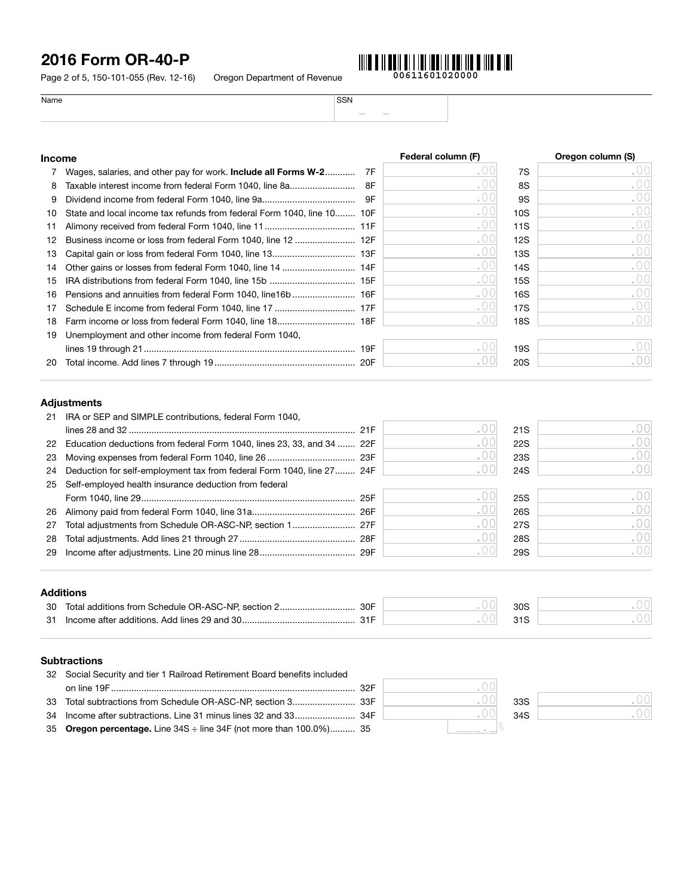# 2016 Form OR-40-P

150-101-055 (Rev. 12-16) Oregon Department of Revenue

00611601020000

| Name | SSN |
|---|---|
| | – – |

## Income

| | | | Federal column (F) | | Oregon column (S) |
|---|---|---|---|---|---|
| 7 | Wages, salaries, and other pay for work. **Include all Forms W-2** | 7F | .00 | 7S | .00 |
| 8 | Taxable interest income from federal Form 1040, line 8a | 8F | .00 | 8S | .00 |
| 9 | Dividend income from federal Form 1040, line 9a | 9F | .00 | 9S | .00 |
| 10 | State and local income tax refunds from federal Form 1040, line 10 | 10F | .00 | 10S | .00 |
| 11 | Alimony received from federal Form 1040, line 11 | 11F | .00 | 11S | .00 |
| 12 | Business income or loss from federal Form 1040, line 12 | 12F | .00 | 12S | .00 |
| 13 | Capital gain or loss from federal Form 1040, line 13 | 13F | .00 | 13S | .00 |
| 14 | Other gains or losses from federal Form 1040, line 14 | 14F | .00 | 14S | .00 |
| 15 | IRA distributions from federal Form 1040, line 15b | 15F | .00 | 15S | .00 |
| 16 | Pensions and annuities from federal Form 1040, line16b | 16F | .00 | 16S | .00 |
| 17 | Schedule E income from federal Form 1040, line 17 | 17F | .00 | 17S | .00 |
| 18 | Farm income or loss from federal Form 1040, line 18 | 18F | .00 | 18S | .00 |
| 19 | Unemployment and other income from federal Form 1040, lines 19 through 21 | 19F | .00 | 19S | .00 |
| 20 | Total income. Add lines 7 through 19 | 20F | .00 | 20S | .00 |

## Adjustments

| | | | Federal column (F) | | Oregon column (S) |
|---|---|---|---|---|---|
| 21 | IRA or SEP and SIMPLE contributions, federal Form 1040, lines 28 and 32 | 21F | .00 | 21S | .00 |
| 22 | Education deductions from federal Form 1040, lines 23, 33, and 34 | 22F | .00 | 22S | .00 |
| 23 | Moving expenses from federal Form 1040, line 26 | 23F | .00 | 23S | .00 |
| 24 | Deduction for self-employment tax from federal Form 1040, line 27 | 24F | .00 | 24S | .00 |
| 25 | Self-employed health insurance deduction from federal Form 1040, line 29 | 25F | .00 | 25S | .00 |
| 26 | Alimony paid from federal Form 1040, line 31a | 26F | .00 | 26S | .00 |
| 27 | Total adjustments from Schedule OR-ASC-NP, section 1 | 27F | .00 | 27S | .00 |
| 28 | Total adjustments. Add lines 21 through 27 | 28F | .00 | 28S | .00 |
| 29 | Income after adjustments. Line 20 minus line 28 | 29F | .00 | 29S | .00 |

## Additions

| | | | Federal column (F) | | Oregon column (S) |
|---|---|---|---|---|---|
| 30 | Total additions from Schedule OR-ASC-NP, section 2 | 30F | .00 | 30S | .00 |
| 31 | Income after additions. Add lines 29 and 30 | 31F | .00 | 31S | .00 |

## Subtractions

| | | | Federal column (F) | | Oregon column (S) |
|---|---|---|---|---|---|
| 32 | Social Security and tier 1 Railroad Retirement Board benefits included on line 19F | 32F | .00 | | |
| 33 | Total subtractions from Schedule OR-ASC-NP, section 3 | 33F | .00 | 33S | .00 |
| 34 | Income after subtractions. Line 31 minus lines 32 and 33 | 34F | .00 | 34S | .00 |
| 35 | **Oregon percentage.** Line 34S ÷ line 34F (not more than 100.0%) | 35 | ___ . _ % | | |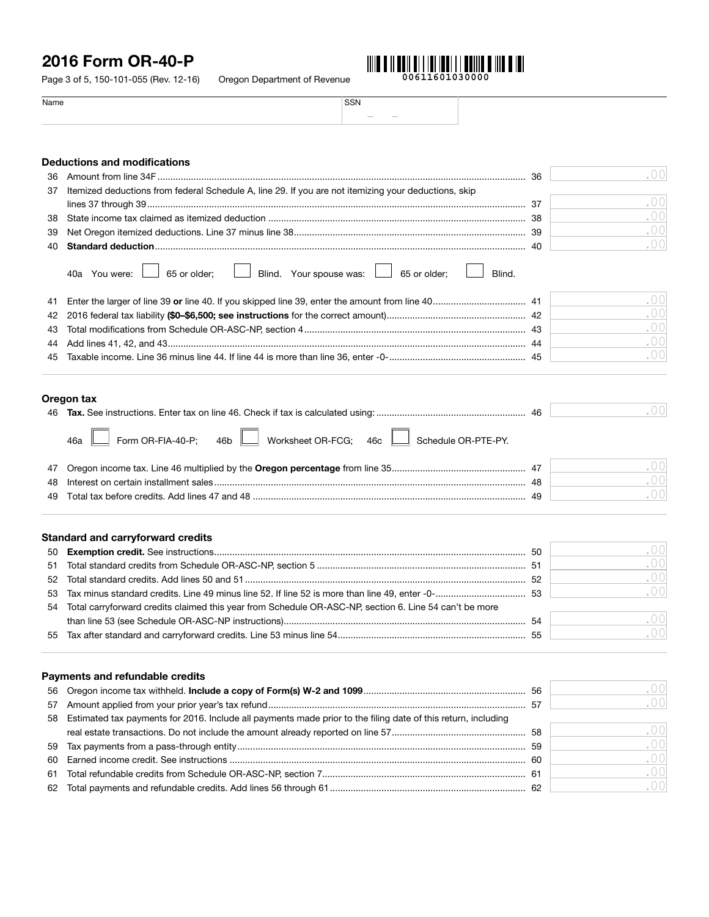# 2016 Form OR-40-P

Page 3 of 5, 150-101-055 (Rev. 12-16) Oregon Department of Revenue

00611601030000

Name | SSN

## Deductions and modifications

| Line | Description | | Amount |
|---|---|---|---|
| 36 | Amount from line 34F | 36 | .00 |
| 37 | Itemized deductions from federal Schedule A, line 29. If you are not itemizing your deductions, skip lines 37 through 39 | 37 | .00 |
| 38 | State income tax claimed as itemized deduction | 38 | .00 |
| 39 | Net Oregon itemized deductions. Line 37 minus line 38 | 39 | .00 |
| 40 | **Standard deduction** | 40 | .00 |

40a You were: ☐ 65 or older; ☐ Blind. Your spouse was: ☐ 65 or older; ☐ Blind.

| Line | Description | | Amount |
|---|---|---|---|
| 41 | Enter the larger of line 39 **or** line 40. If you skipped line 39, enter the amount from line 40 | 41 | .00 |
| 42 | 2016 federal tax liability **($0–$6,500; see instructions** for the correct amount) | 42 | .00 |
| 43 | Total modifications from Schedule OR-ASC-NP, section 4 | 43 | .00 |
| 44 | Add lines 41, 42, and 43 | 44 | .00 |
| 45 | Taxable income. Line 36 minus line 44. If line 44 is more than line 36, enter -0- | 45 | .00 |

## Oregon tax

| Line | Description | | Amount |
|---|---|---|---|
| 46 | **Tax.** See instructions. Enter tax on line 46. Check if tax is calculated using: | 46 | .00 |

46a ☐ Form OR-FIA-40-P; 46b ☐ Worksheet OR-FCG; 46c ☐ Schedule OR-PTE-PY.

| Line | Description | | Amount |
|---|---|---|---|
| 47 | Oregon income tax. Line 46 multiplied by the **Oregon percentage** from line 35 | 47 | .00 |
| 48 | Interest on certain installment sales | 48 | .00 |
| 49 | Total tax before credits. Add lines 47 and 48 | 49 | .00 |

## Standard and carryforward credits

| Line | Description | | Amount |
|---|---|---|---|
| 50 | **Exemption credit.** See instructions | 50 | .00 |
| 51 | Total standard credits from Schedule OR-ASC-NP, section 5 | 51 | .00 |
| 52 | Total standard credits. Add lines 50 and 51 | 52 | .00 |
| 53 | Tax minus standard credits. Line 49 minus line 52. If line 52 is more than line 49, enter -0- | 53 | .00 |
| 54 | Total carryforward credits claimed this year from Schedule OR-ASC-NP, section 6. Line 54 can't be more than line 53 (see Schedule OR-ASC-NP instructions) | 54 | .00 |
| 55 | Tax after standard and carryforward credits. Line 53 minus line 54 | 55 | .00 |

## Payments and refundable credits

| Line | Description | | Amount |
|---|---|---|---|
| 56 | Oregon income tax withheld. **Include a copy of Form(s) W-2 and 1099** | 56 | .00 |
| 57 | Amount applied from your prior year's tax refund | 57 | .00 |
| 58 | Estimated tax payments for 2016. Include all payments made prior to the filing date of this return, including real estate transactions. Do not include the amount already reported on line 57 | 58 | .00 |
| 59 | Tax payments from a pass-through entity | 59 | .00 |
| 60 | Earned income credit. See instructions | 60 | .00 |
| 61 | Total refundable credits from Schedule OR-ASC-NP, section 7 | 61 | .00 |
| 62 | Total payments and refundable credits. Add lines 56 through 61 | 62 | .00 |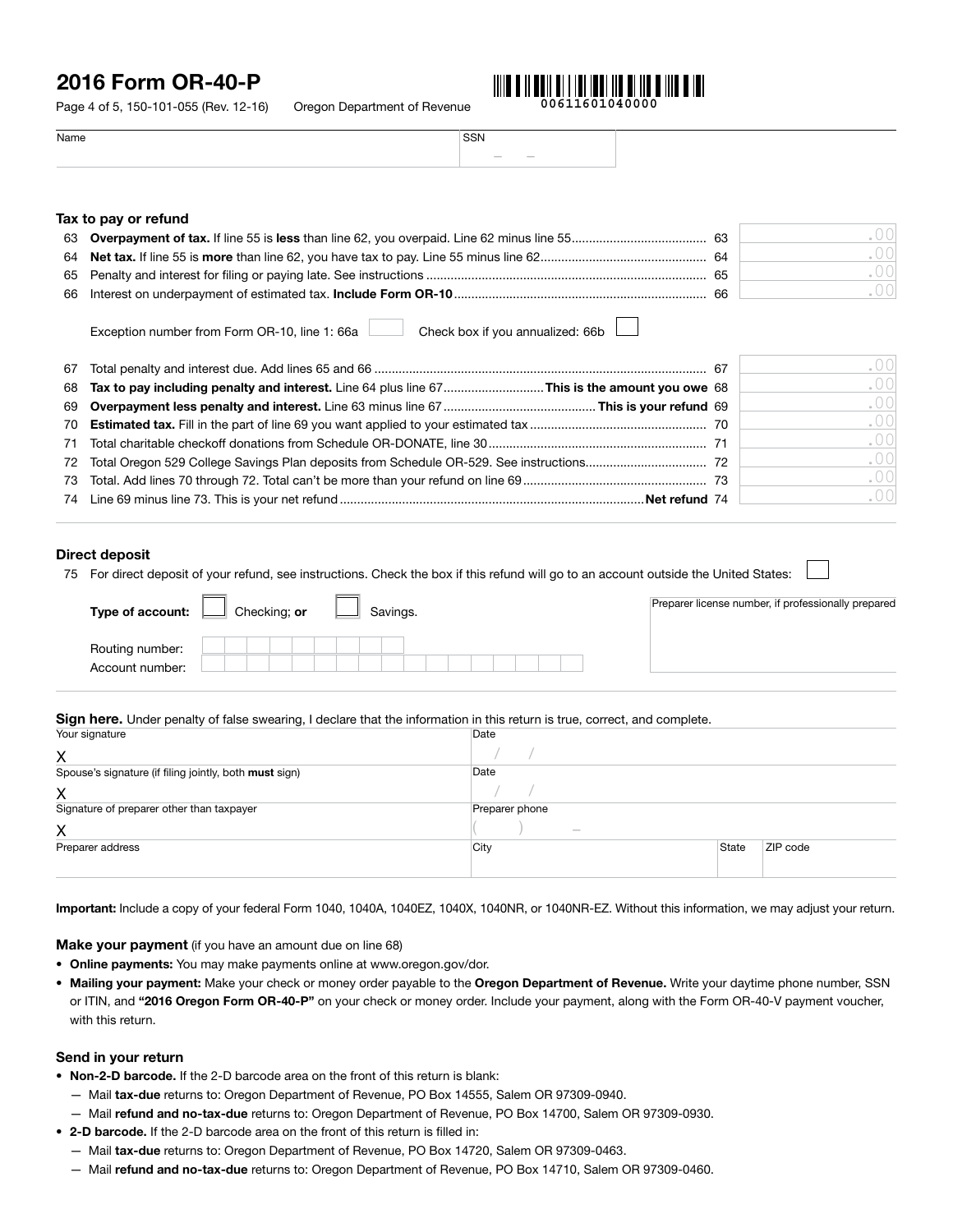# 2016 Form OR-40-P

Page 4 of 5, 150-101-055 (Rev. 12-16) Oregon Department of Revenue

00611601040000

| Name | SSN |
|---|---|
| | – – |

## Tax to pay or refund

| | | | |
|---|---|---|---|
| 63 | **Overpayment of tax.** If line 55 is **less** than line 62, you overpaid. Line 62 minus line 55 | 63 | .00 |
| 64 | **Net tax.** If line 55 is **more** than line 62, you have tax to pay. Line 55 minus line 62 | 64 | .00 |
| 65 | Penalty and interest for filing or paying late. See instructions | 65 | .00 |
| 66 | Interest on underpayment of estimated tax. **Include Form OR-10** | 66 | .00 |

Exception number from Form OR-10, line 1: 66a ☐ Check box if you annualized: 66b ☐

| | | | |
|---|---|---|---|
| 67 | Total penalty and interest due. Add lines 65 and 66 | 67 | .00 |
| 68 | **Tax to pay including penalty and interest.** Line 64 plus line 67 **This is the amount you owe** | 68 | .00 |
| 69 | **Overpayment less penalty and interest.** Line 63 minus line 67 **This is your refund** | 69 | .00 |
| 70 | **Estimated tax.** Fill in the part of line 69 you want applied to your estimated tax | 70 | .00 |
| 71 | Total charitable checkoff donations from Schedule OR-DONATE, line 30 | 71 | .00 |
| 72 | Total Oregon 529 College Savings Plan deposits from Schedule OR-529. See instructions | 72 | .00 |
| 73 | Total. Add lines 70 through 72. Total can't be more than your refund on line 69 | 73 | .00 |
| 74 | Line 69 minus line 73. This is your net refund **Net refund** | 74 | .00 |

## Direct deposit

75 For direct deposit of your refund, see instructions. Check the box if this refund will go to an account outside the United States: ☐

**Type of account:** ☐ Checking; **or** ☐ Savings.

Routing number:

Account number:

Preparer license number, if professionally prepared

**Sign here.** Under penalty of false swearing, I declare that the information in this return is true, correct, and complete.

| | | | |
|---|---|---|---|
| Your signature<br>X | Date<br>/ / | | |
| Spouse's signature (if filing jointly, both **must** sign)<br>X | Date<br>/ / | | |
| Signature of preparer other than taxpayer<br>X | Preparer phone<br>( ) – | | |
| Preparer address | City | State | ZIP code |

**Important:** Include a copy of your federal Form 1040, 1040A, 1040EZ, 1040X, 1040NR, or 1040NR-EZ. Without this information, we may adjust your return.

### Make your payment (if you have an amount due on line 68)

- **Online payments:** You may make payments online at www.oregon.gov/dor.
- **Mailing your payment:** Make your check or money order payable to the **Oregon Department of Revenue.** Write your daytime phone number, SSN or ITIN, and **"2016 Oregon Form OR-40-P"** on your check or money order. Include your payment, along with the Form OR-40-V payment voucher, with this return.

### Send in your return

- **Non-2-D barcode.** If the 2-D barcode area on the front of this return is blank:
  - — Mail **tax-due** returns to: Oregon Department of Revenue, PO Box 14555, Salem OR 97309-0940.
  - — Mail **refund and no-tax-due** returns to: Oregon Department of Revenue, PO Box 14700, Salem OR 97309-0930.
- **2-D barcode.** If the 2-D barcode area on the front of this return is filled in:
  - — Mail **tax-due** returns to: Oregon Department of Revenue, PO Box 14720, Salem OR 97309-0463.
  - — Mail **refund and no-tax-due** returns to: Oregon Department of Revenue, PO Box 14710, Salem OR 97309-0460.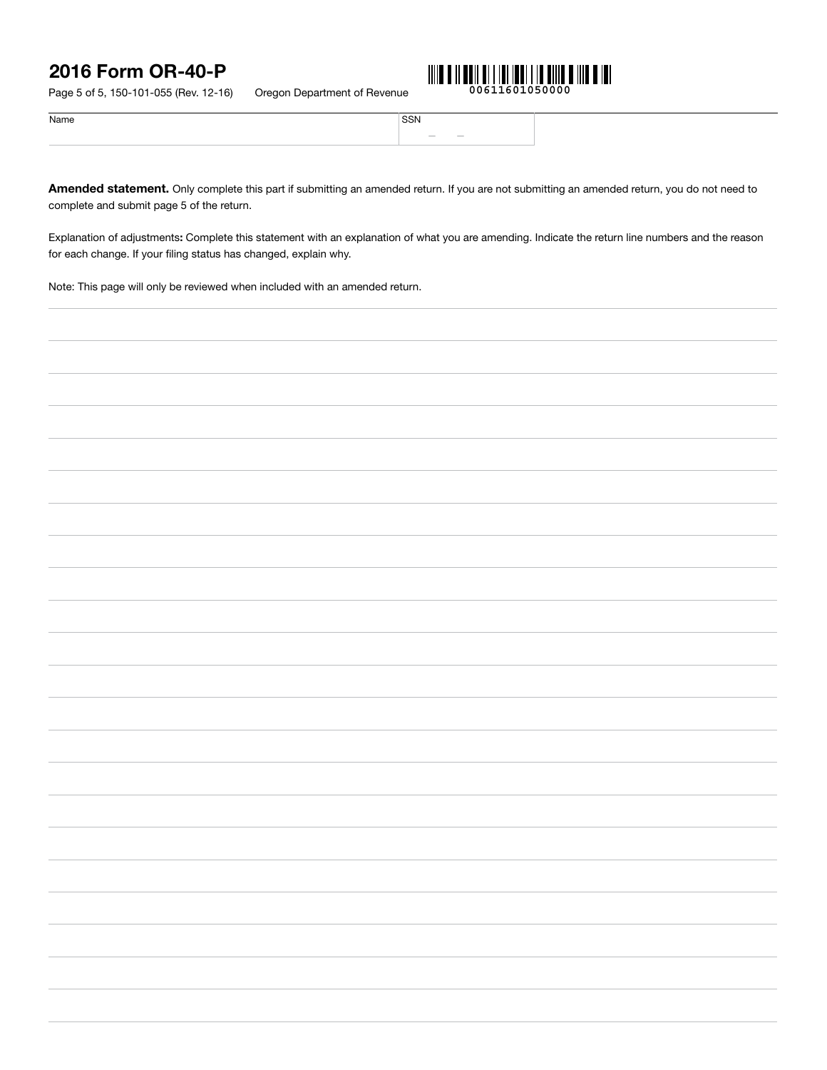# 2016 Form OR-40-P

150-101-055 (Rev. 12-16) Oregon Department of Revenue

| Name | SSN |
| --- | --- |
| | – – |

**Amended statement.** Only complete this part if submitting an amended return. If you are not submitting an amended return, you do not need to complete and submit page 5 of the return.

Explanation of adjustments**:** Complete this statement with an explanation of what you are amending. Indicate the return line numbers and the reason for each change. If your filing status has changed, explain why.

Note: This page will only be reviewed when included with an amended return.